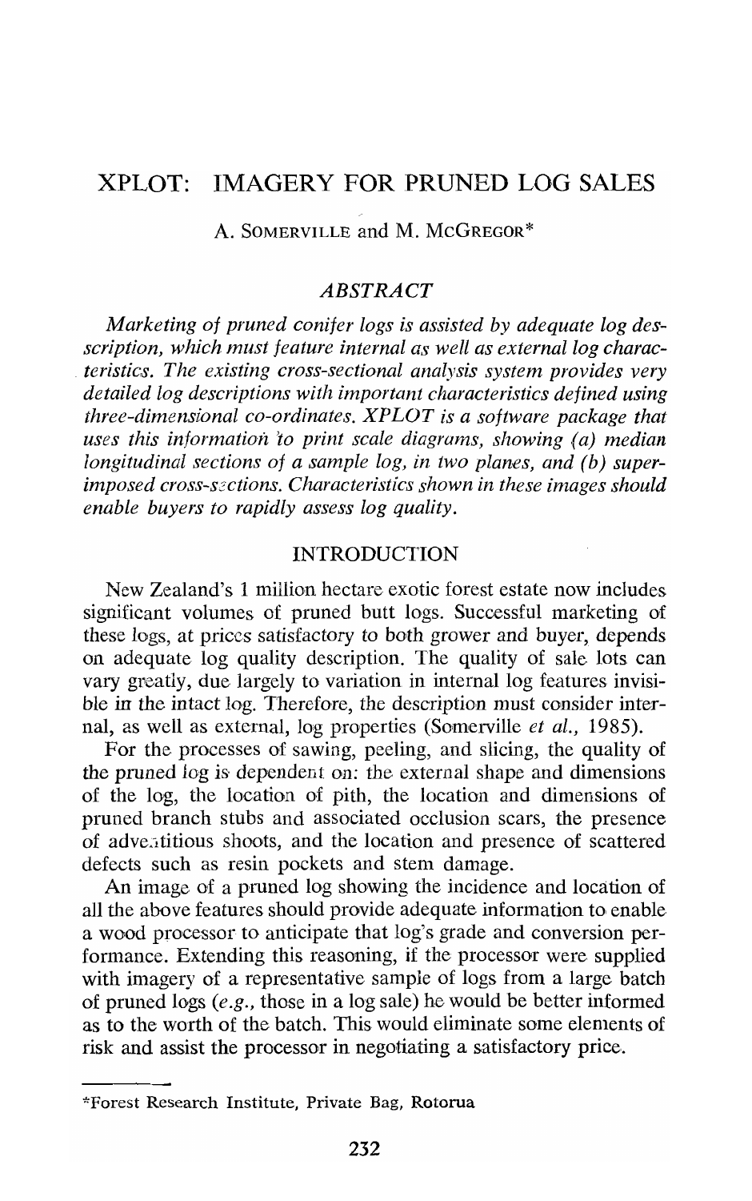# XPLOT: IMAGERY FOR PRUNED LOG SALES

A. SOMERVILLE and M. McGREGOR*

## ABSTRACT

*Marketing of pruned conifer logs is assisted by adequate log description, which must feature internal as well as external log characteristics. The existing cross-sectional analysis system provides very detailed log descriptions with important characteristics defined using three-dimensional co-ordinates. XPLOT is a software package that uses this information to print scale diagrams, showing (a) median longitudinal sections of a sample log, in two planes, and (b) superimposed cross-sections. Characteristics shown in these images should enable buyers to rapidly assess log quality.*

## INTRODUCTION

New Zealand's 1 million hectare exotic forest estate now includes significant volumes of pruned butt logs. Successful marketing of these logs, at prices satisfactory to both grower and buyer, depends on adequate log quality description. The quality of sale lots can vary greatly, due largely to variation in internal log features invisible in the intact log. Therefore, the description must consider internal, as well as external, log properties (Somerville *et al.*, 1985).

For the processes of sawing, peeling, and slicing, the quality of the pruned log is dependent on: the external shape and dimensions of the log, the location of pith, the location and dimensions of pruned branch stubs and associated occlusion scars, the presence of adventitious shoots, and the location and presence of scattered defects such as resin pockets and stem damage.

An image of a pruned log showing the incidence and location of all the above features should provide adequate information to enable a wood processor to anticipate that log's grade and conversion performance. Extending this reasoning, if the processor were supplied with imagery of a representative sample of logs from a large batch of pruned logs (*e.g.*, those in a log sale) he would be better informed as to the worth of the batch. This would eliminate some elements of risk and assist the processor in negotiating a satisfactory price.

---

*Forest Research Institute, Private Bag, Rotorua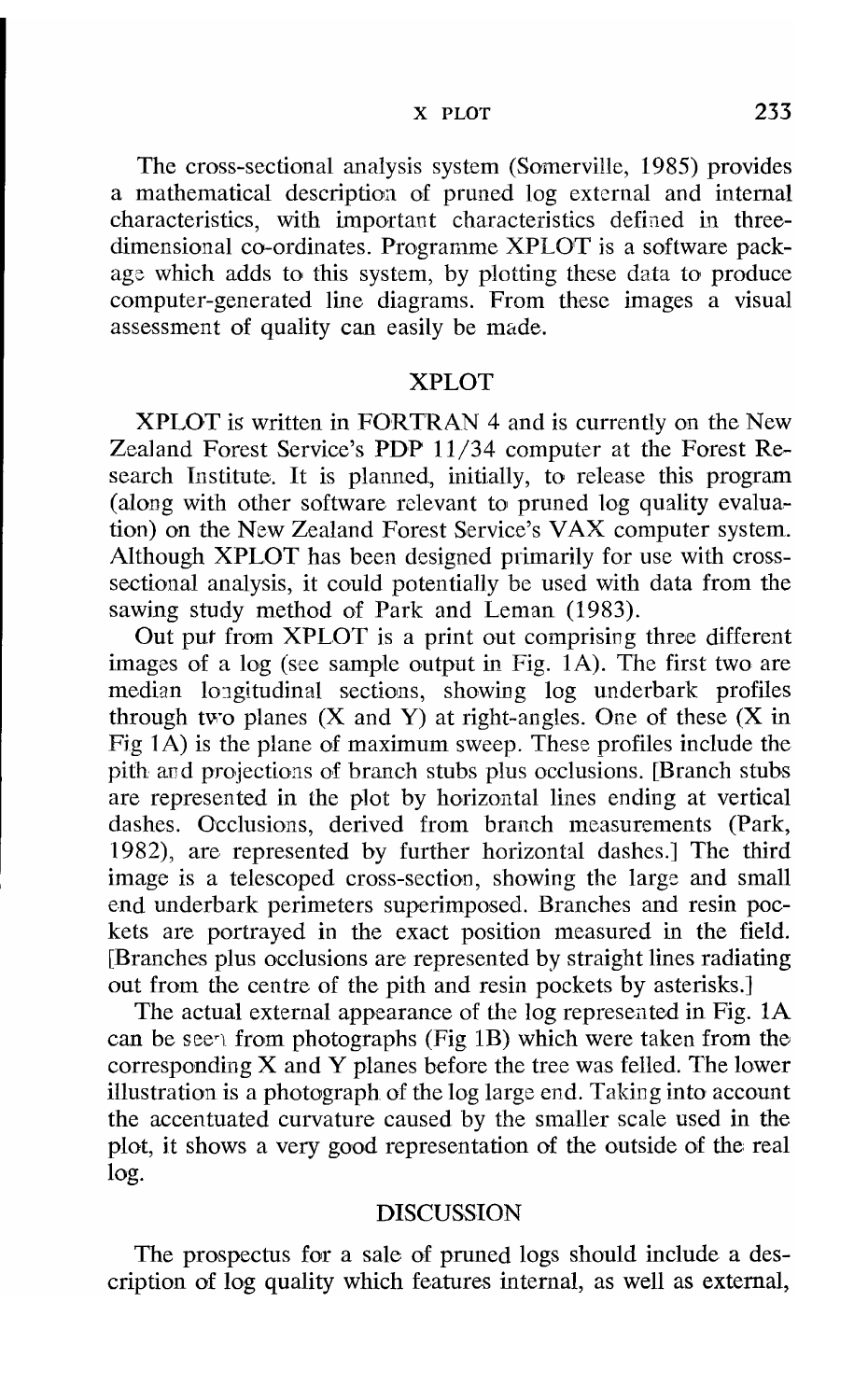The cross-sectional analysis system (Somerville, 1985) provides a mathematical description of pruned log external and internal characteristics, with important characteristics defined in three-dimensional co-ordinates. Programme XPLOT is a software package which adds to this system, by plotting these data to produce computer-generated line diagrams. From these images a visual assessment of quality can easily be made.

## XPLOT

XPLOT is written in FORTRAN 4 and is currently on the New Zealand Forest Service's PDP 11/34 computer at the Forest Research Institute. It is planned, initially, to release this program (along with other software relevant to pruned log quality evaluation) on the New Zealand Forest Service's VAX computer system. Although XPLOT has been designed primarily for use with cross-sectional analysis, it could potentially be used with data from the sawing study method of Park and Leman (1983).

Out put from XPLOT is a print out comprising three different images of a log (see sample output in Fig. 1A). The first two are median longitudinal sections, showing log underbark profiles through two planes (X and Y) at right-angles. One of these (X in Fig 1A) is the plane of maximum sweep. These profiles include the pith and projections of branch stubs plus occlusions. [Branch stubs are represented in the plot by horizontal lines ending at vertical dashes. Occlusions, derived from branch measurements (Park, 1982), are represented by further horizontal dashes.] The third image is a telescoped cross-section, showing the large and small end underbark perimeters superimposed. Branches and resin pockets are portrayed in the exact position measured in the field. [Branches plus occlusions are represented by straight lines radiating out from the centre of the pith and resin pockets by asterisks.]

The actual external appearance of the log represented in Fig. 1A can be seen from photographs (Fig 1B) which were taken from the corresponding X and Y planes before the tree was felled. The lower illustration is a photograph of the log large end. Taking into account the accentuated curvature caused by the smaller scale used in the plot, it shows a very good representation of the outside of the real log.

## DISCUSSION

The prospectus for a sale of pruned logs should include a description of log quality which features internal, as well as external,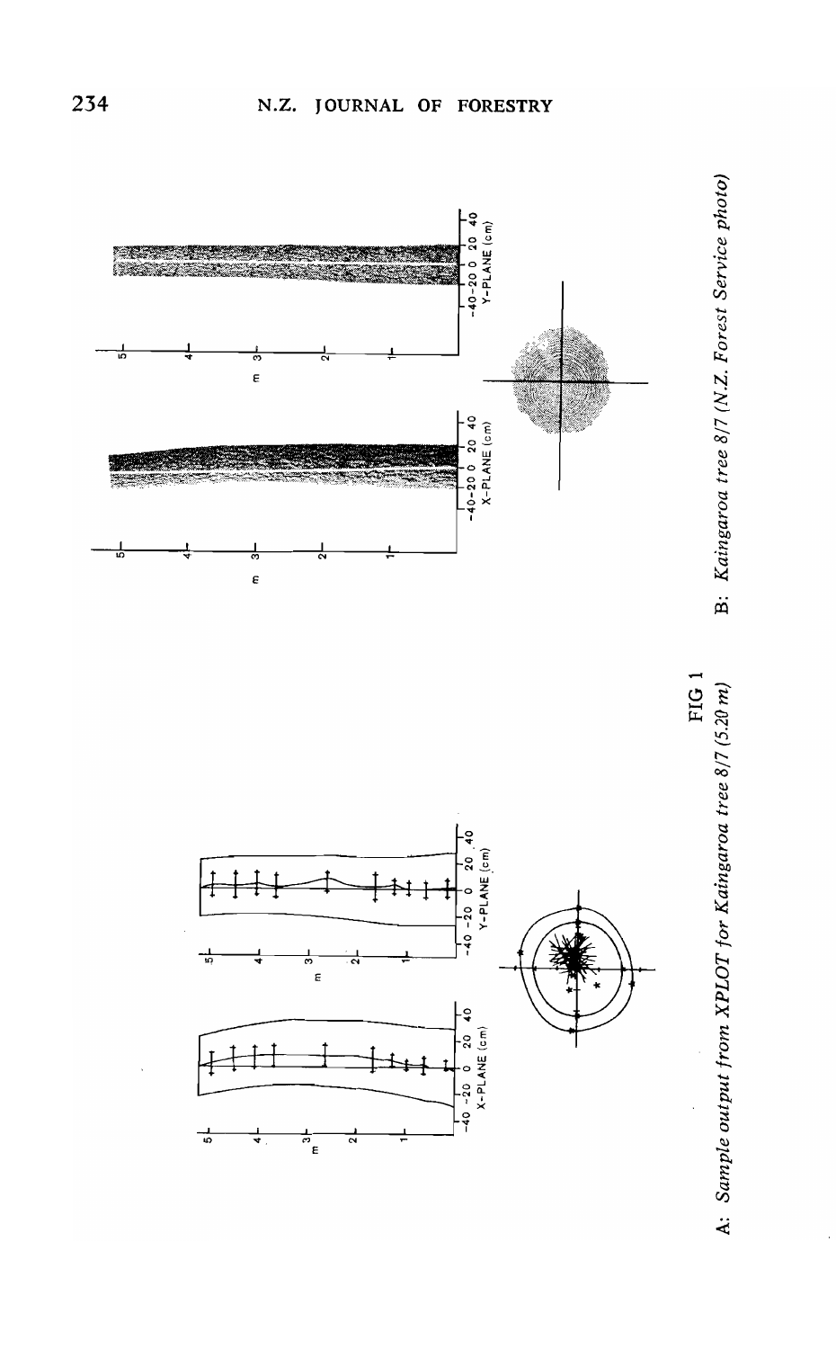FIG 1

A: *Sample output from XPLOT for Kaingaroa tree 8/7 (5.20 m)*

B: *Kaingaroa tree 8/7 (N.Z. Forest Service photo)*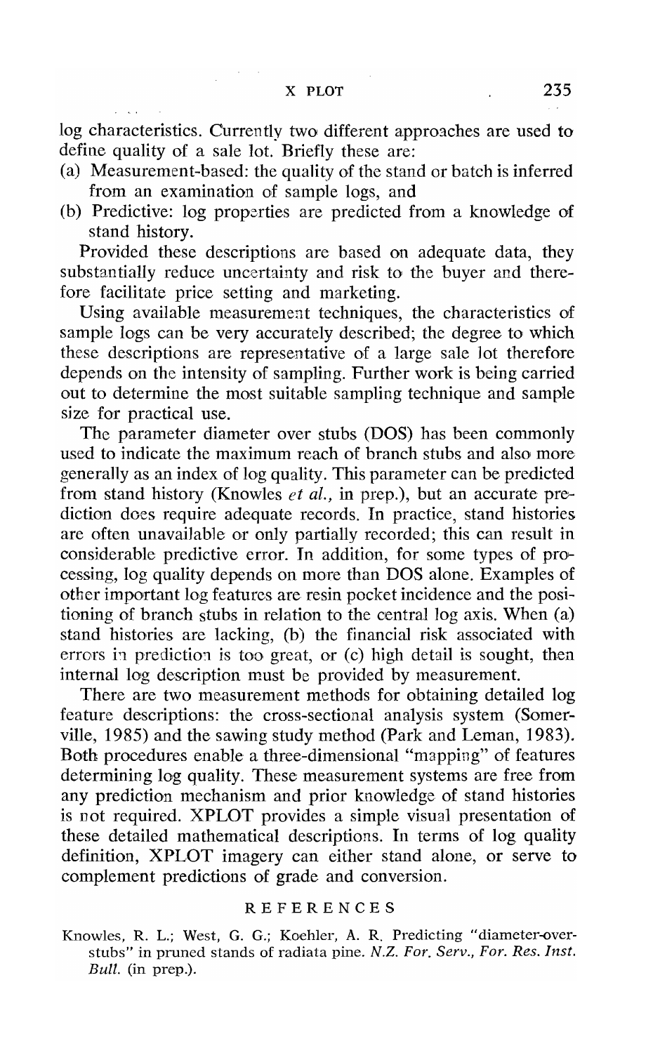log characteristics. Currently two different approaches are used to define quality of a sale lot. Briefly these are:

(a) Measurement-based: the quality of the stand or batch is inferred from an examination of sample logs, and
(b) Predictive: log properties are predicted from a knowledge of stand history.

Provided these descriptions are based on adequate data, they substantially reduce uncertainty and risk to the buyer and therefore facilitate price setting and marketing.

Using available measurement techniques, the characteristics of sample logs can be very accurately described; the degree to which these descriptions are representative of a large sale lot therefore depends on the intensity of sampling. Further work is being carried out to determine the most suitable sampling technique and sample size for practical use.

The parameter diameter over stubs (DOS) has been commonly used to indicate the maximum reach of branch stubs and also more generally as an index of log quality. This parameter can be predicted from stand history (Knowles *et al.*, in prep.), but an accurate prediction does require adequate records. In practice, stand histories are often unavailable or only partially recorded; this can result in considerable predictive error. In addition, for some types of processing, log quality depends on more than DOS alone. Examples of other important log features are resin pocket incidence and the positioning of branch stubs in relation to the central log axis. When (a) stand histories are lacking, (b) the financial risk associated with errors in prediction is too great, or (c) high detail is sought, then internal log description must be provided by measurement.

There are two measurement methods for obtaining detailed log feature descriptions: the cross-sectional analysis system (Somerville, 1985) and the sawing study method (Park and Leman, 1983). Both procedures enable a three-dimensional "mapping" of features determining log quality. These measurement systems are free from any prediction mechanism and prior knowledge of stand histories is not required. XPLOT provides a simple visual presentation of these detailed mathematical descriptions. In terms of log quality definition, XPLOT imagery can either stand alone, or serve to complement predictions of grade and conversion.

## REFERENCES

Knowles, R. L.; West, G. G.; Koehler, A. R. Predicting "diameter-over-stubs" in pruned stands of radiata pine. *N.Z. For. Serv., For. Res. Inst. Bull.* (in prep.).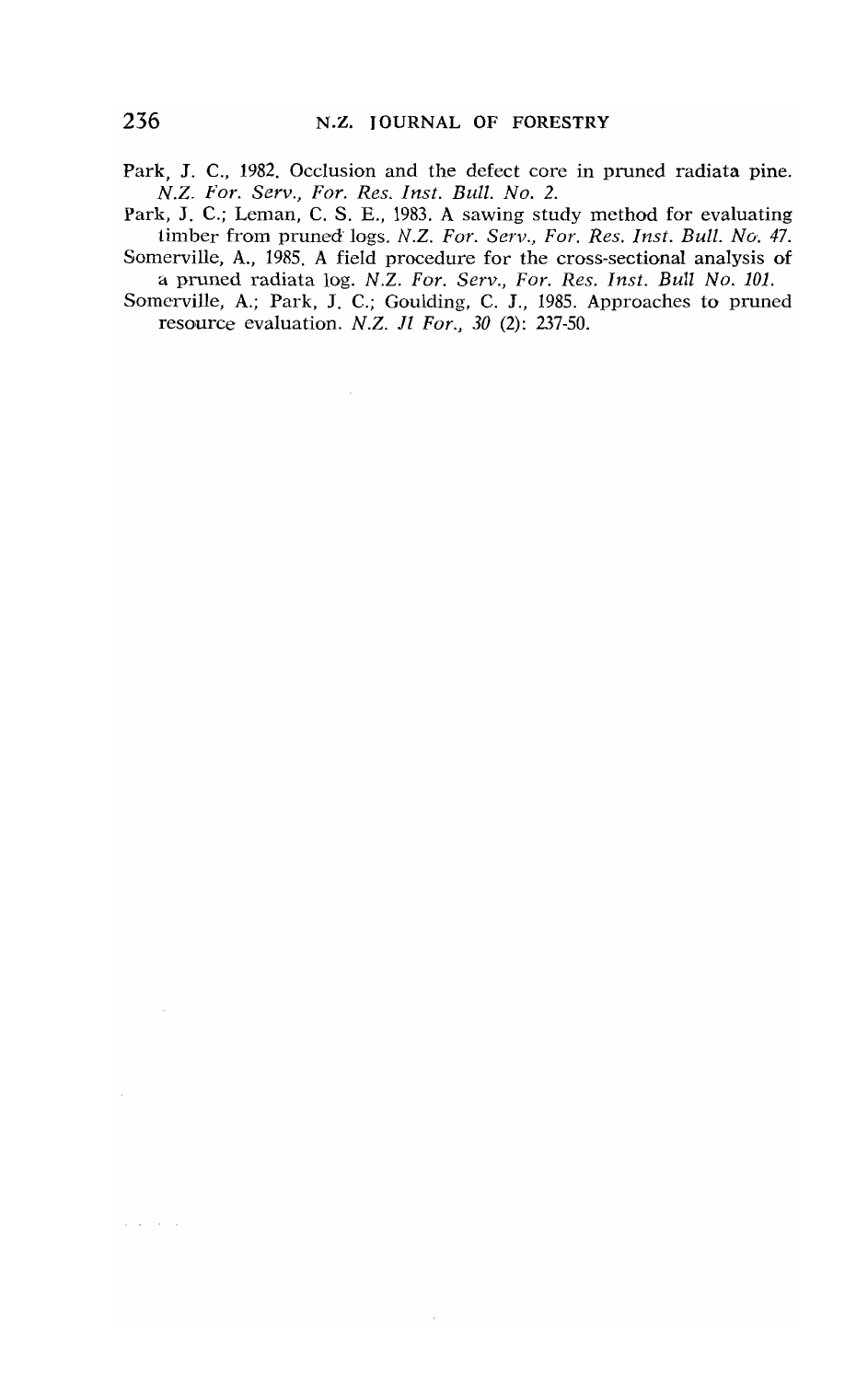Park, J. C., 1982. Occlusion and the defect core in pruned radiata pine. *N.Z. For. Serv., For. Res. Inst. Bull. No. 2.*

Park, J. C.; Leman, C. S. E., 1983. A sawing study method for evaluating timber from pruned logs. *N.Z. For. Serv., For. Res. Inst. Bull. No. 47.*

Somerville, A., 1985. A field procedure for the cross-sectional analysis of a pruned radiata log. *N.Z. For. Serv., For. Res. Inst. Bull No. 101.*

Somerville, A.; Park, J. C.; Goulding, C. J., 1985. Approaches to pruned resource evaluation. *N.Z. Jl For., 30* (2): 237-50.